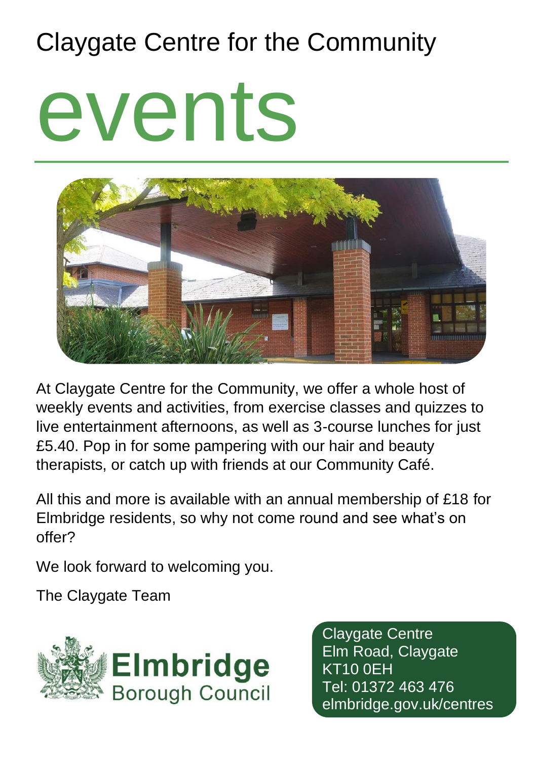Claygate Centre for the Community

# events

At Claygate Centre for the Community, we offer a whole host of weekly events and activities, from exercise classes and quizzes to live entertainment afternoons, as well as 3-course lunches for just £5.40. Pop in for some pampering with our hair and beauty therapists, or catch up with friends at our Community Café.

All this and more is available with an annual membership of £18 for Elmbridge residents, so why not come round and see what's on offer?

We look forward to welcoming you.

The Claygate Team

**Elmbridge**
Borough Council

Claygate Centre
Elm Road, Claygate
KT10 0EH
Tel: 01372 463 476
elmbridge.gov.uk/centres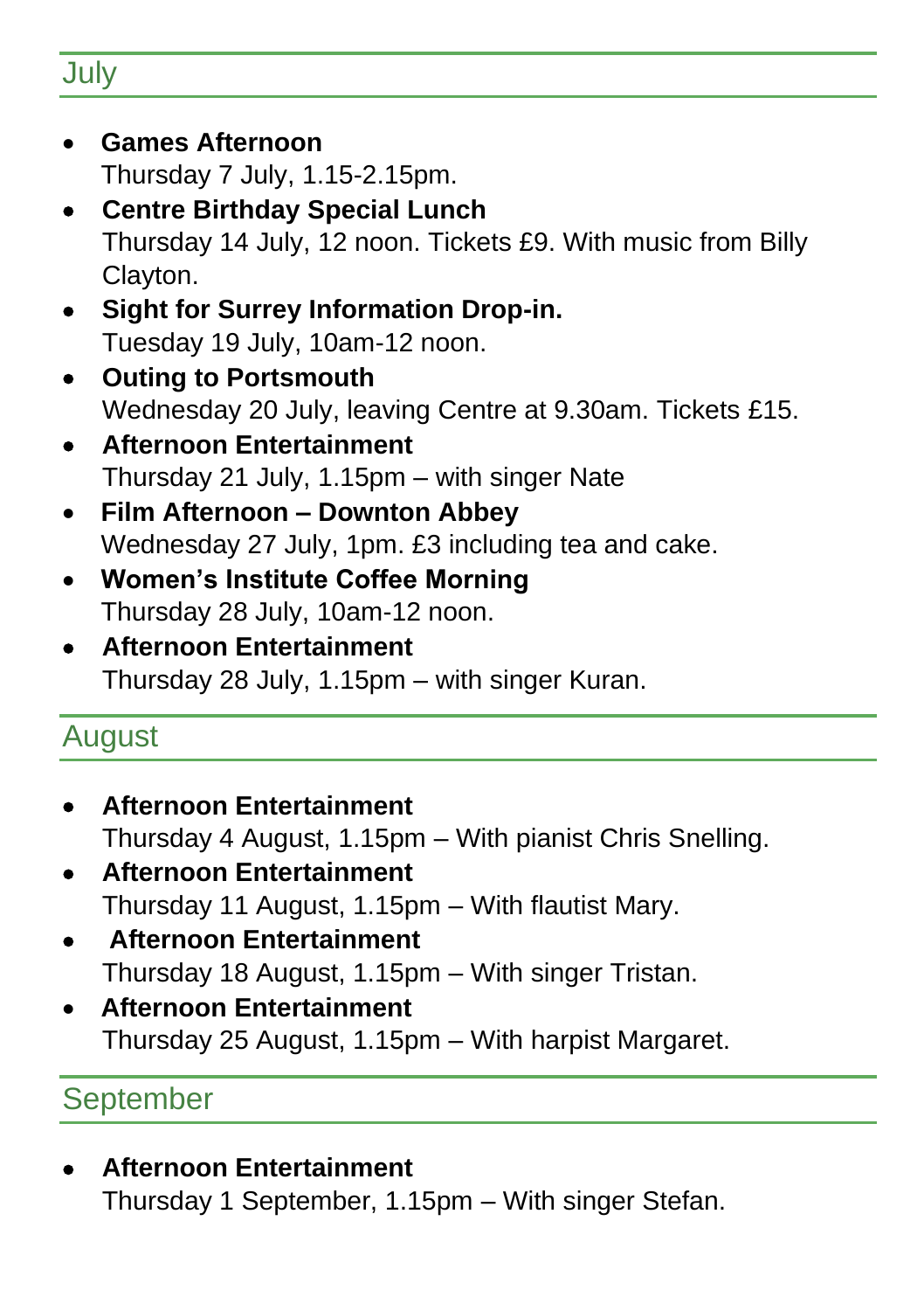## July

- **Games Afternoon**
  Thursday 7 July, 1.15-2.15pm.
- **Centre Birthday Special Lunch**
  Thursday 14 July, 12 noon. Tickets £9. With music from Billy Clayton.
- **Sight for Surrey Information Drop-in.**
  Tuesday 19 July, 10am-12 noon.
- **Outing to Portsmouth**
  Wednesday 20 July, leaving Centre at 9.30am. Tickets £15.
- **Afternoon Entertainment**
  Thursday 21 July, 1.15pm – with singer Nate
- **Film Afternoon – Downton Abbey**
  Wednesday 27 July, 1pm. £3 including tea and cake.
- **Women's Institute Coffee Morning**
  Thursday 28 July, 10am-12 noon.
- **Afternoon Entertainment**
  Thursday 28 July, 1.15pm – with singer Kuran.

## August

- **Afternoon Entertainment**
  Thursday 4 August, 1.15pm – With pianist Chris Snelling.
- **Afternoon Entertainment**
  Thursday 11 August, 1.15pm – With flautist Mary.
- **Afternoon Entertainment**
  Thursday 18 August, 1.15pm – With singer Tristan.
- **Afternoon Entertainment**
  Thursday 25 August, 1.15pm – With harpist Margaret.

## September

- **Afternoon Entertainment**
  Thursday 1 September, 1.15pm – With singer Stefan.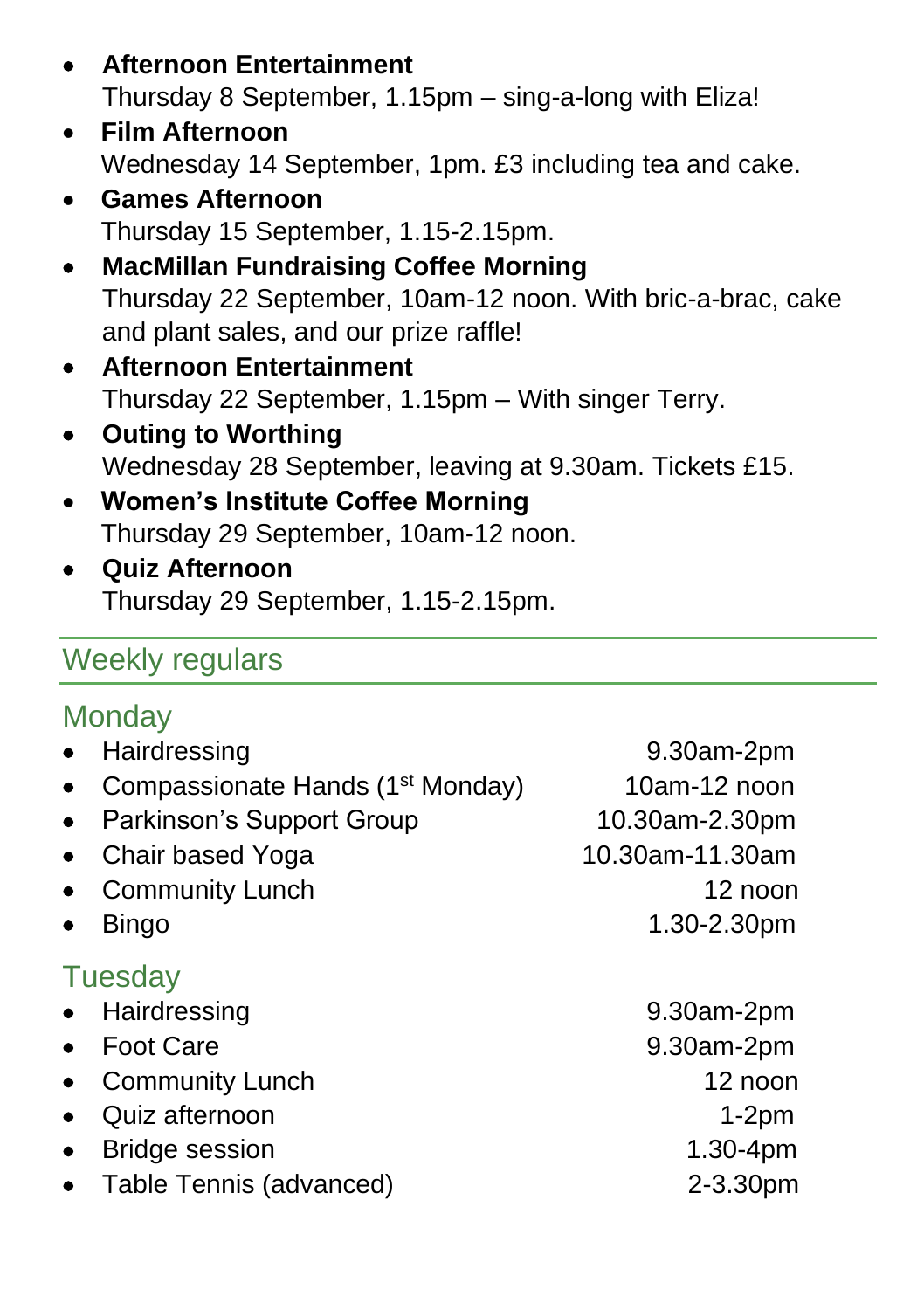- **Afternoon Entertainment**
  Thursday 8 September, 1.15pm – sing-a-long with Eliza!
- **Film Afternoon**
  Wednesday 14 September, 1pm. £3 including tea and cake.
- **Games Afternoon**
  Thursday 15 September, 1.15-2.15pm.
- **MacMillan Fundraising Coffee Morning**
  Thursday 22 September, 10am-12 noon. With bric-a-brac, cake and plant sales, and our prize raffle!
- **Afternoon Entertainment**
  Thursday 22 September, 1.15pm – With singer Terry.
- **Outing to Worthing**
  Wednesday 28 September, leaving at 9.30am. Tickets £15.
- **Women's Institute Coffee Morning**
  Thursday 29 September, 10am-12 noon.
- **Quiz Afternoon**
  Thursday 29 September, 1.15-2.15pm.

## Weekly regulars

### Monday

- Hairdressing 9.30am-2pm
- Compassionate Hands (1st Monday) 10am-12 noon
- Parkinson's Support Group 10.30am-2.30pm
- Chair based Yoga 10.30am-11.30am
- Community Lunch 12 noon
- Bingo 1.30-2.30pm

### Tuesday

- Hairdressing 9.30am-2pm
- Foot Care 9.30am-2pm
- Community Lunch 12 noon
- Quiz afternoon 1-2pm
- Bridge session 1.30-4pm
- Table Tennis (advanced) 2-3.30pm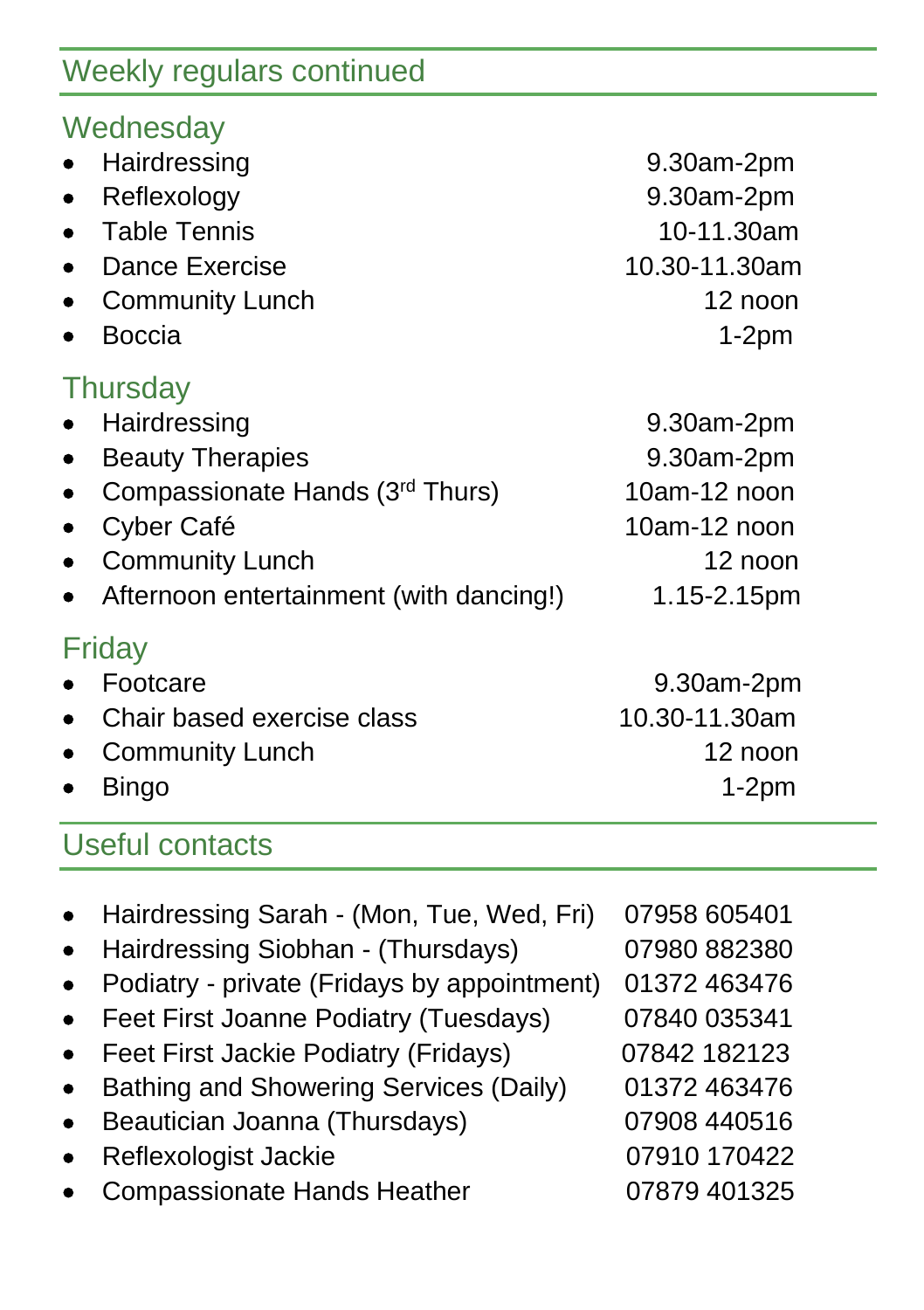## Weekly regulars continued

### Wednesday

- Hairdressing 9.30am-2pm
- Reflexology 9.30am-2pm
- Table Tennis 10-11.30am
- Dance Exercise 10.30-11.30am
- Community Lunch 12 noon
- Boccia 1-2pm

### Thursday

- Hairdressing 9.30am-2pm
- Beauty Therapies 9.30am-2pm
- Compassionate Hands (3rd Thurs) 10am-12 noon
- Cyber Café 10am-12 noon
- Community Lunch 12 noon
- Afternoon entertainment (with dancing!) 1.15-2.15pm

### Friday

- Footcare 9.30am-2pm
- Chair based exercise class 10.30-11.30am
- Community Lunch 12 noon
- Bingo 1-2pm

## Useful contacts

- Hairdressing Sarah - (Mon, Tue, Wed, Fri) 07958 605401
- Hairdressing Siobhan - (Thursdays) 07980 882380
- Podiatry - private (Fridays by appointment) 01372 463476
- Feet First Joanne Podiatry (Tuesdays) 07840 035341
- Feet First Jackie Podiatry (Fridays) 07842 182123
- Bathing and Showering Services (Daily) 01372 463476
- Beautician Joanna (Thursdays) 07908 440516
- Reflexologist Jackie 07910 170422
- Compassionate Hands Heather 07879 401325